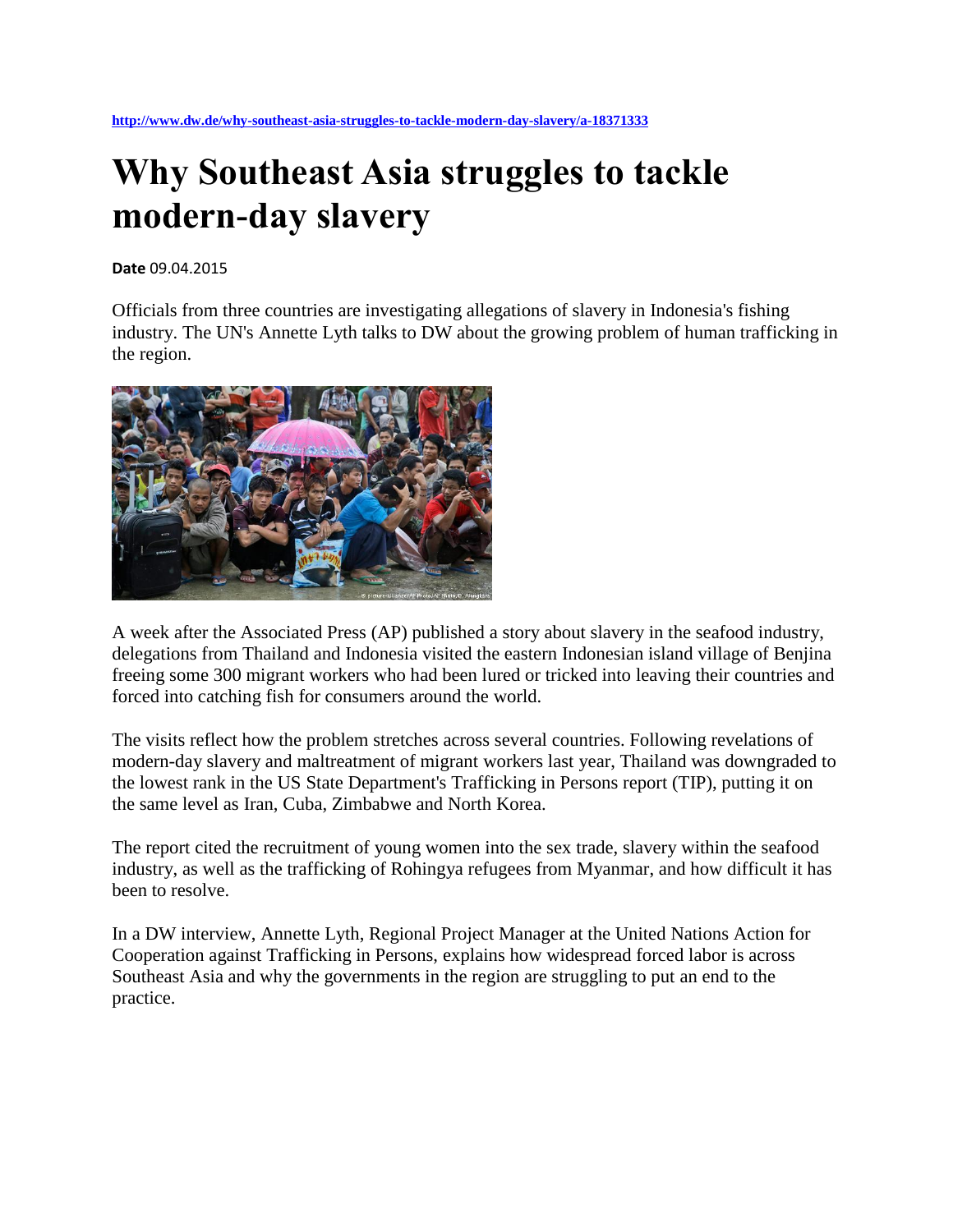http://www.dw.de/why-southeast-asia-struggles-to-tackle-modern-day-slavery/a-18371333

# Why Southeast Asia struggles to tackle modern-day slavery

**Date** 09.04.2015

Officials from three countries are investigating allegations of slavery in Indonesia's fishing industry. The UN's Annette Lyth talks to DW about the growing problem of human trafficking in the region.

A week after the Associated Press (AP) published a story about slavery in the seafood industry, delegations from Thailand and Indonesia visited the eastern Indonesian island village of Benjina freeing some 300 migrant workers who had been lured or tricked into leaving their countries and forced into catching fish for consumers around the world.

The visits reflect how the problem stretches across several countries. Following revelations of modern-day slavery and maltreatment of migrant workers last year, Thailand was downgraded to the lowest rank in the US State Department's Trafficking in Persons report (TIP), putting it on the same level as Iran, Cuba, Zimbabwe and North Korea.

The report cited the recruitment of young women into the sex trade, slavery within the seafood industry, as well as the trafficking of Rohingya refugees from Myanmar, and how difficult it has been to resolve.

In a DW interview, Annette Lyth, Regional Project Manager at the United Nations Action for Cooperation against Trafficking in Persons, explains how widespread forced labor is across Southeast Asia and why the governments in the region are struggling to put an end to the practice.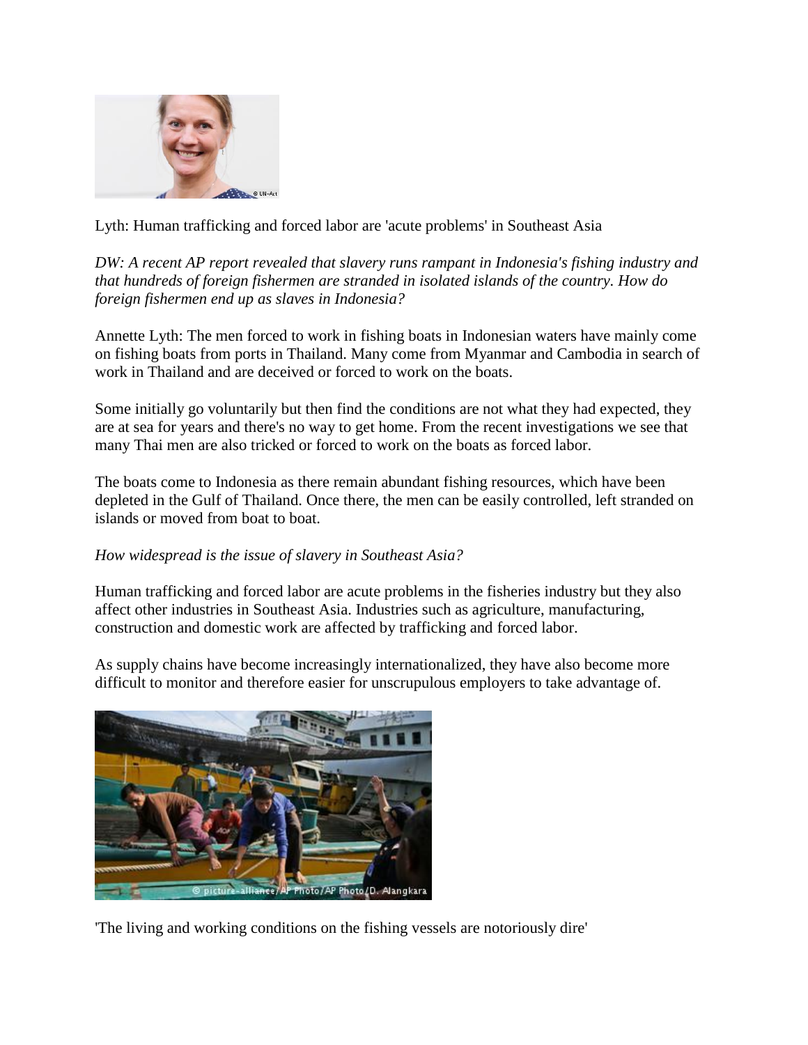Lyth: Human trafficking and forced labor are 'acute problems' in Southeast Asia

*DW: A recent AP report revealed that slavery runs rampant in Indonesia's fishing industry and that hundreds of foreign fishermen are stranded in isolated islands of the country. How do foreign fishermen end up as slaves in Indonesia?*

Annette Lyth: The men forced to work in fishing boats in Indonesian waters have mainly come on fishing boats from ports in Thailand. Many come from Myanmar and Cambodia in search of work in Thailand and are deceived or forced to work on the boats.

Some initially go voluntarily but then find the conditions are not what they had expected, they are at sea for years and there's no way to get home. From the recent investigations we see that many Thai men are also tricked or forced to work on the boats as forced labor.

The boats come to Indonesia as there remain abundant fishing resources, which have been depleted in the Gulf of Thailand. Once there, the men can be easily controlled, left stranded on islands or moved from boat to boat.

*How widespread is the issue of slavery in Southeast Asia?*

Human trafficking and forced labor are acute problems in the fisheries industry but they also affect other industries in Southeast Asia. Industries such as agriculture, manufacturing, construction and domestic work are affected by trafficking and forced labor.

As supply chains have become increasingly internationalized, they have also become more difficult to monitor and therefore easier for unscrupulous employers to take advantage of.

'The living and working conditions on the fishing vessels are notoriously dire'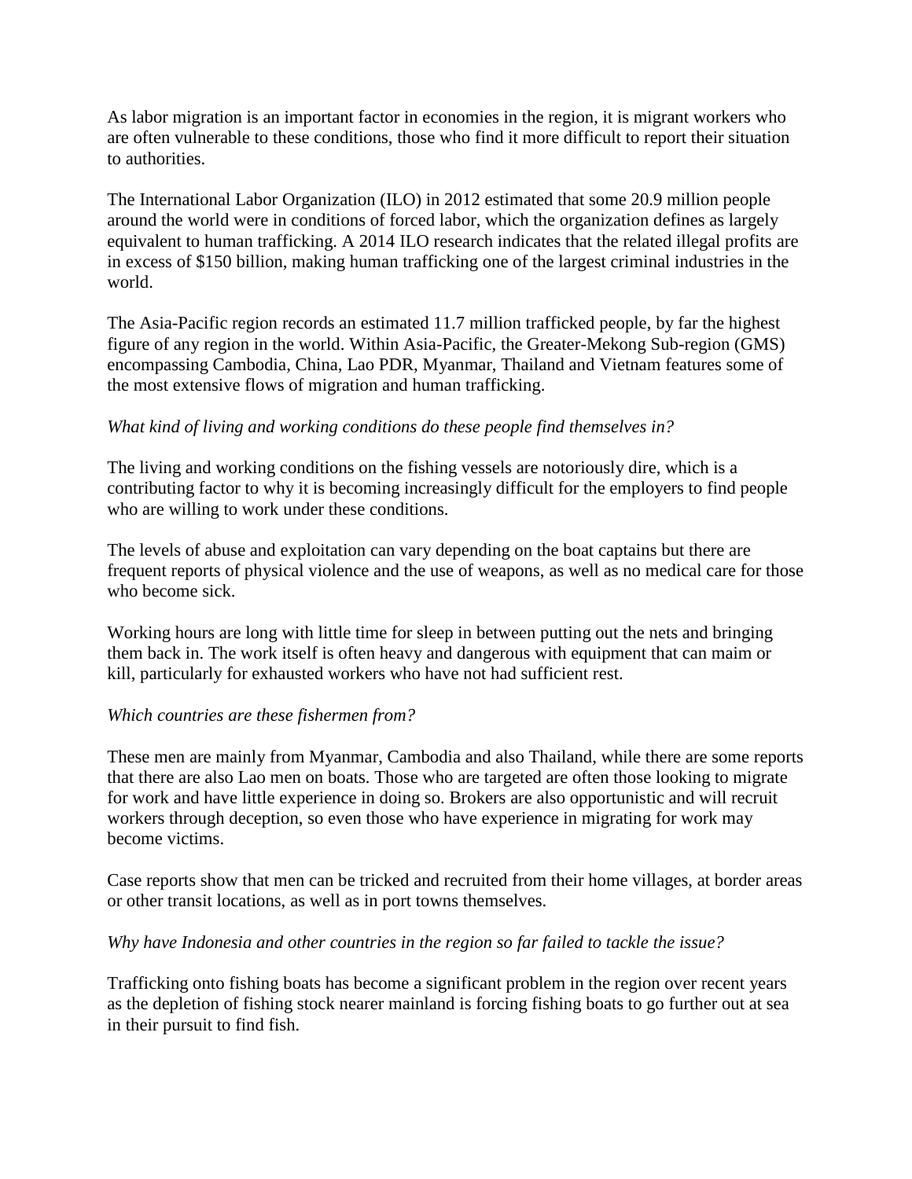As labor migration is an important factor in economies in the region, it is migrant workers who are often vulnerable to these conditions, those who find it more difficult to report their situation to authorities.

The International Labor Organization (ILO) in 2012 estimated that some 20.9 million people around the world were in conditions of forced labor, which the organization defines as largely equivalent to human trafficking. A 2014 ILO research indicates that the related illegal profits are in excess of $150 billion, making human trafficking one of the largest criminal industries in the world.

The Asia-Pacific region records an estimated 11.7 million trafficked people, by far the highest figure of any region in the world. Within Asia-Pacific, the Greater-Mekong Sub-region (GMS) encompassing Cambodia, China, Lao PDR, Myanmar, Thailand and Vietnam features some of the most extensive flows of migration and human trafficking.

*What kind of living and working conditions do these people find themselves in?*

The living and working conditions on the fishing vessels are notoriously dire, which is a contributing factor to why it is becoming increasingly difficult for the employers to find people who are willing to work under these conditions.

The levels of abuse and exploitation can vary depending on the boat captains but there are frequent reports of physical violence and the use of weapons, as well as no medical care for those who become sick.

Working hours are long with little time for sleep in between putting out the nets and bringing them back in. The work itself is often heavy and dangerous with equipment that can maim or kill, particularly for exhausted workers who have not had sufficient rest.

*Which countries are these fishermen from?*

These men are mainly from Myanmar, Cambodia and also Thailand, while there are some reports that there are also Lao men on boats. Those who are targeted are often those looking to migrate for work and have little experience in doing so. Brokers are also opportunistic and will recruit workers through deception, so even those who have experience in migrating for work may become victims.

Case reports show that men can be tricked and recruited from their home villages, at border areas or other transit locations, as well as in port towns themselves.

*Why have Indonesia and other countries in the region so far failed to tackle the issue?*

Trafficking onto fishing boats has become a significant problem in the region over recent years as the depletion of fishing stock nearer mainland is forcing fishing boats to go further out at sea in their pursuit to find fish.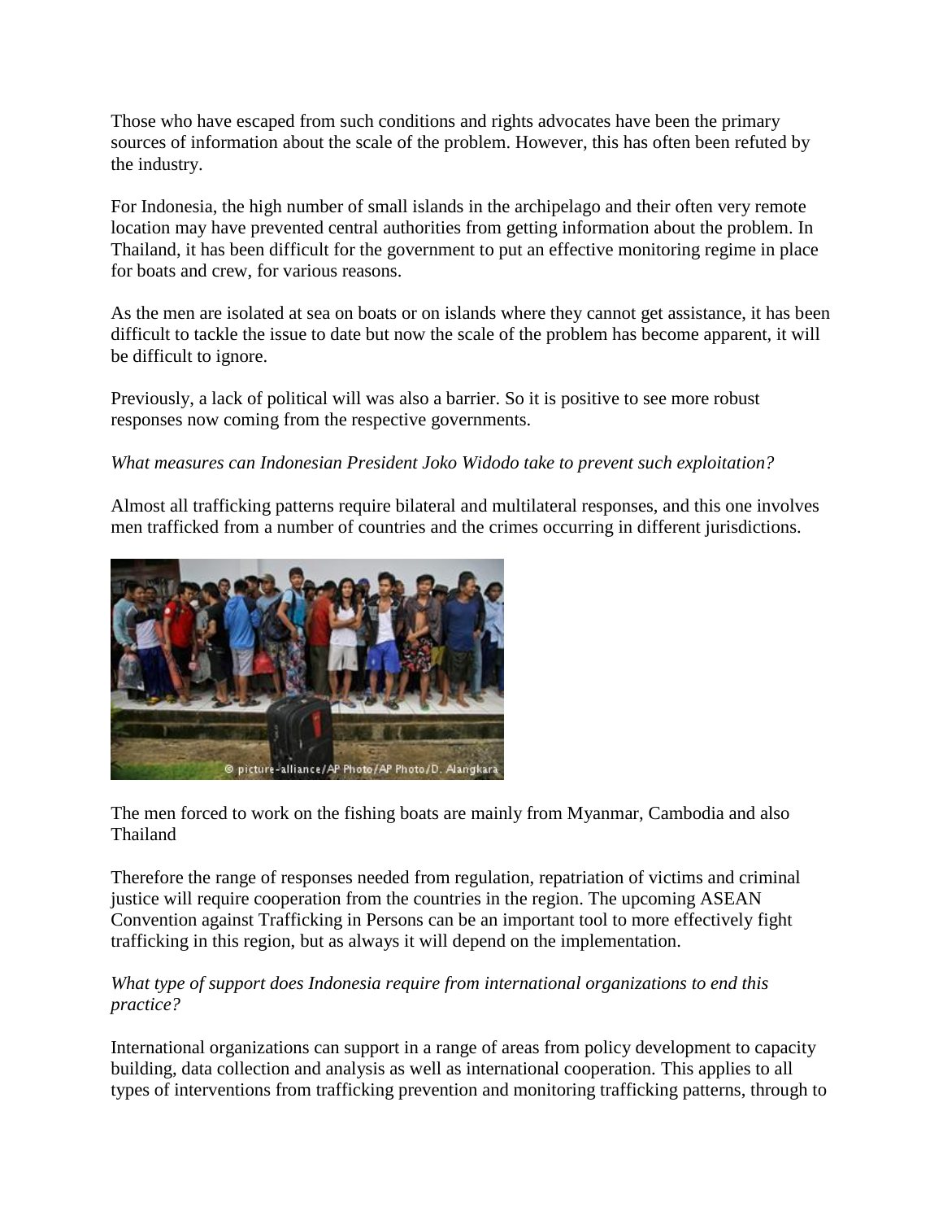Those who have escaped from such conditions and rights advocates have been the primary sources of information about the scale of the problem. However, this has often been refuted by the industry.

For Indonesia, the high number of small islands in the archipelago and their often very remote location may have prevented central authorities from getting information about the problem. In Thailand, it has been difficult for the government to put an effective monitoring regime in place for boats and crew, for various reasons.

As the men are isolated at sea on boats or on islands where they cannot get assistance, it has been difficult to tackle the issue to date but now the scale of the problem has become apparent, it will be difficult to ignore.

Previously, a lack of political will was also a barrier. So it is positive to see more robust responses now coming from the respective governments.

*What measures can Indonesian President Joko Widodo take to prevent such exploitation?*

Almost all trafficking patterns require bilateral and multilateral responses, and this one involves men trafficked from a number of countries and the crimes occurring in different jurisdictions.

The men forced to work on the fishing boats are mainly from Myanmar, Cambodia and also Thailand

Therefore the range of responses needed from regulation, repatriation of victims and criminal justice will require cooperation from the countries in the region. The upcoming ASEAN Convention against Trafficking in Persons can be an important tool to more effectively fight trafficking in this region, but as always it will depend on the implementation.

*What type of support does Indonesia require from international organizations to end this practice?*

International organizations can support in a range of areas from policy development to capacity building, data collection and analysis as well as international cooperation. This applies to all types of interventions from trafficking prevention and monitoring trafficking patterns, through to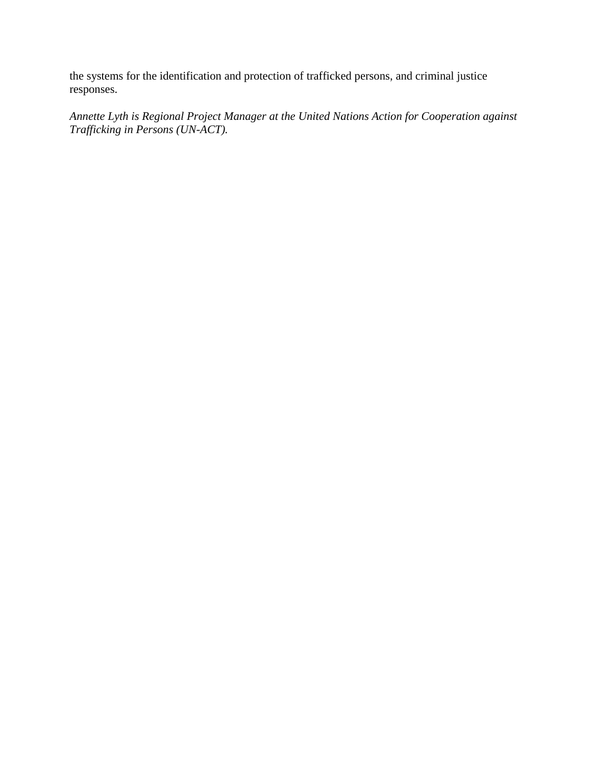the systems for the identification and protection of trafficked persons, and criminal justice responses.

*Annette Lyth is Regional Project Manager at the United Nations Action for Cooperation against Trafficking in Persons (UN-ACT).*